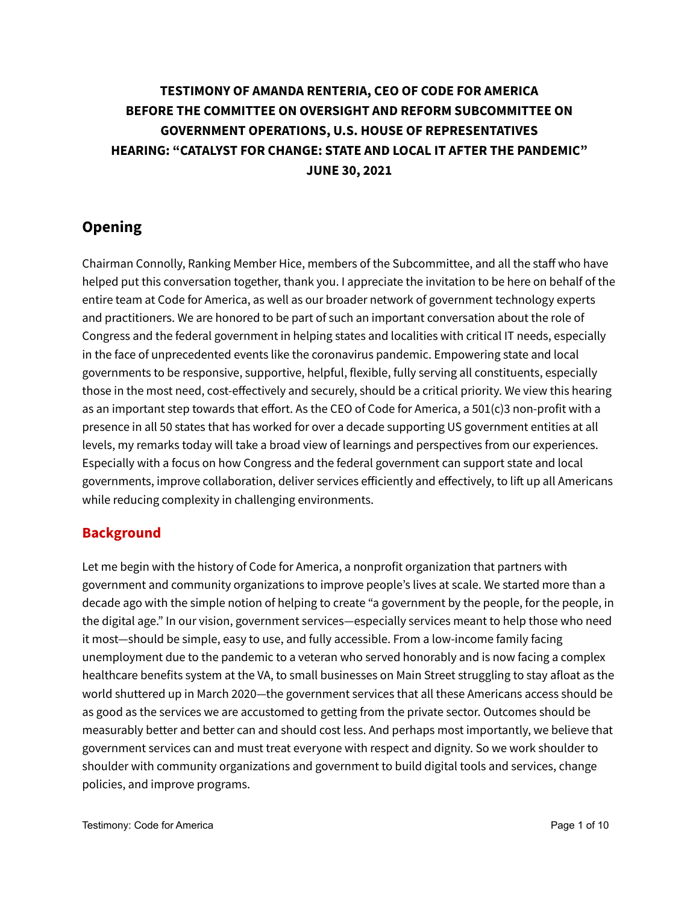**TESTIMONY OF AMANDA RENTERIA, CEO OF CODE FOR AMERICA BEFORE THE COMMITTEE ON OVERSIGHT AND REFORM SUBCOMMITTEE ON GOVERNMENT OPERATIONS, U.S. HOUSE OF REPRESENTATIVES HEARING: "CATALYST FOR CHANGE: STATE AND LOCAL IT AFTER THE PANDEMIC" JUNE 30, 2021**

## Opening

Chairman Connolly, Ranking Member Hice, members of the Subcommittee, and all the staff who have helped put this conversation together, thank you. I appreciate the invitation to be here on behalf of the entire team at Code for America, as well as our broader network of government technology experts and practitioners. We are honored to be part of such an important conversation about the role of Congress and the federal government in helping states and localities with critical IT needs, especially in the face of unprecedented events like the coronavirus pandemic. Empowering state and local governments to be responsive, supportive, helpful, flexible, fully serving all constituents, especially those in the most need, cost-effectively and securely, should be a critical priority. We view this hearing as an important step towards that effort. As the CEO of Code for America, a 501(c)3 non-profit with a presence in all 50 states that has worked for over a decade supporting US government entities at all levels, my remarks today will take a broad view of learnings and perspectives from our experiences. Especially with a focus on how Congress and the federal government can support state and local governments, improve collaboration, deliver services efficiently and effectively, to lift up all Americans while reducing complexity in challenging environments.

## Background

Let me begin with the history of Code for America, a nonprofit organization that partners with government and community organizations to improve people's lives at scale. We started more than a decade ago with the simple notion of helping to create "a government by the people, for the people, in the digital age." In our vision, government services—especially services meant to help those who need it most—should be simple, easy to use, and fully accessible. From a low-income family facing unemployment due to the pandemic to a veteran who served honorably and is now facing a complex healthcare benefits system at the VA, to small businesses on Main Street struggling to stay afloat as the world shuttered up in March 2020—the government services that all these Americans access should be as good as the services we are accustomed to getting from the private sector. Outcomes should be measurably better and better can and should cost less. And perhaps most importantly, we believe that government services can and must treat everyone with respect and dignity. So we work shoulder to shoulder with community organizations and government to build digital tools and services, change policies, and improve programs.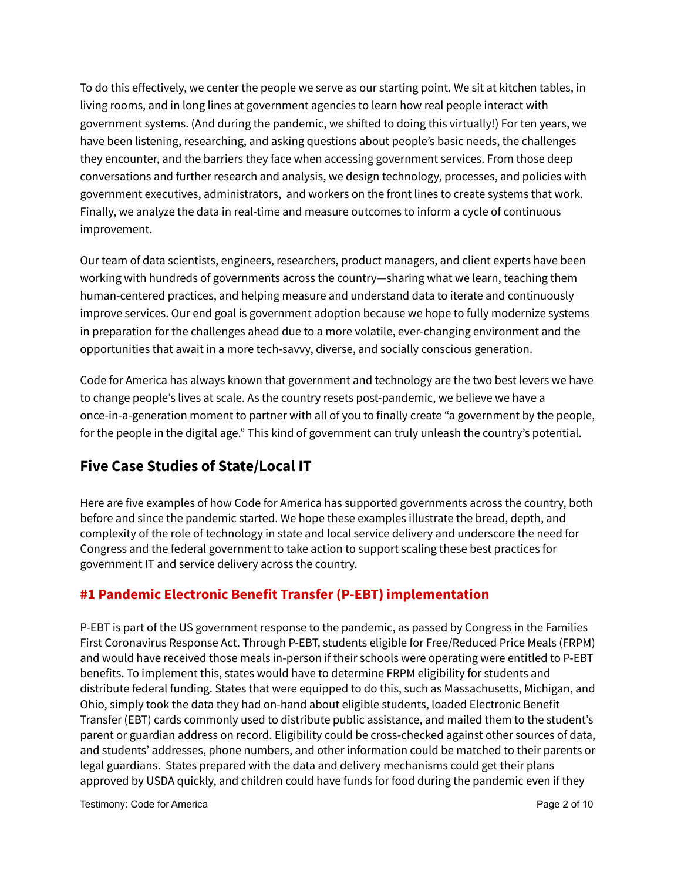To do this effectively, we center the people we serve as our starting point. We sit at kitchen tables, in living rooms, and in long lines at government agencies to learn how real people interact with government systems. (And during the pandemic, we shifted to doing this virtually!) For ten years, we have been listening, researching, and asking questions about people's basic needs, the challenges they encounter, and the barriers they face when accessing government services. From those deep conversations and further research and analysis, we design technology, processes, and policies with government executives, administrators, and workers on the front lines to create systems that work. Finally, we analyze the data in real-time and measure outcomes to inform a cycle of continuous improvement.

Our team of data scientists, engineers, researchers, product managers, and client experts have been working with hundreds of governments across the country—sharing what we learn, teaching them human-centered practices, and helping measure and understand data to iterate and continuously improve services. Our end goal is government adoption because we hope to fully modernize systems in preparation for the challenges ahead due to a more volatile, ever-changing environment and the opportunities that await in a more tech-savvy, diverse, and socially conscious generation.

Code for America has always known that government and technology are the two best levers we have to change people's lives at scale. As the country resets post-pandemic, we believe we have a once-in-a-generation moment to partner with all of you to finally create "a government by the people, for the people in the digital age." This kind of government can truly unleash the country's potential.

## Five Case Studies of State/Local IT

Here are five examples of how Code for America has supported governments across the country, both before and since the pandemic started. We hope these examples illustrate the bread, depth, and complexity of the role of technology in state and local service delivery and underscore the need for Congress and the federal government to take action to support scaling these best practices for government IT and service delivery across the country.

### #1 Pandemic Electronic Benefit Transfer (P-EBT) implementation

P-EBT is part of the US government response to the pandemic, as passed by Congress in the Families First Coronavirus Response Act. Through P-EBT, students eligible for Free/Reduced Price Meals (FRPM) and would have received those meals in-person if their schools were operating were entitled to P-EBT benefits. To implement this, states would have to determine FRPM eligibility for students and distribute federal funding. States that were equipped to do this, such as Massachusetts, Michigan, and Ohio, simply took the data they had on-hand about eligible students, loaded Electronic Benefit Transfer (EBT) cards commonly used to distribute public assistance, and mailed them to the student's parent or guardian address on record. Eligibility could be cross-checked against other sources of data, and students' addresses, phone numbers, and other information could be matched to their parents or legal guardians. States prepared with the data and delivery mechanisms could get their plans approved by USDA quickly, and children could have funds for food during the pandemic even if they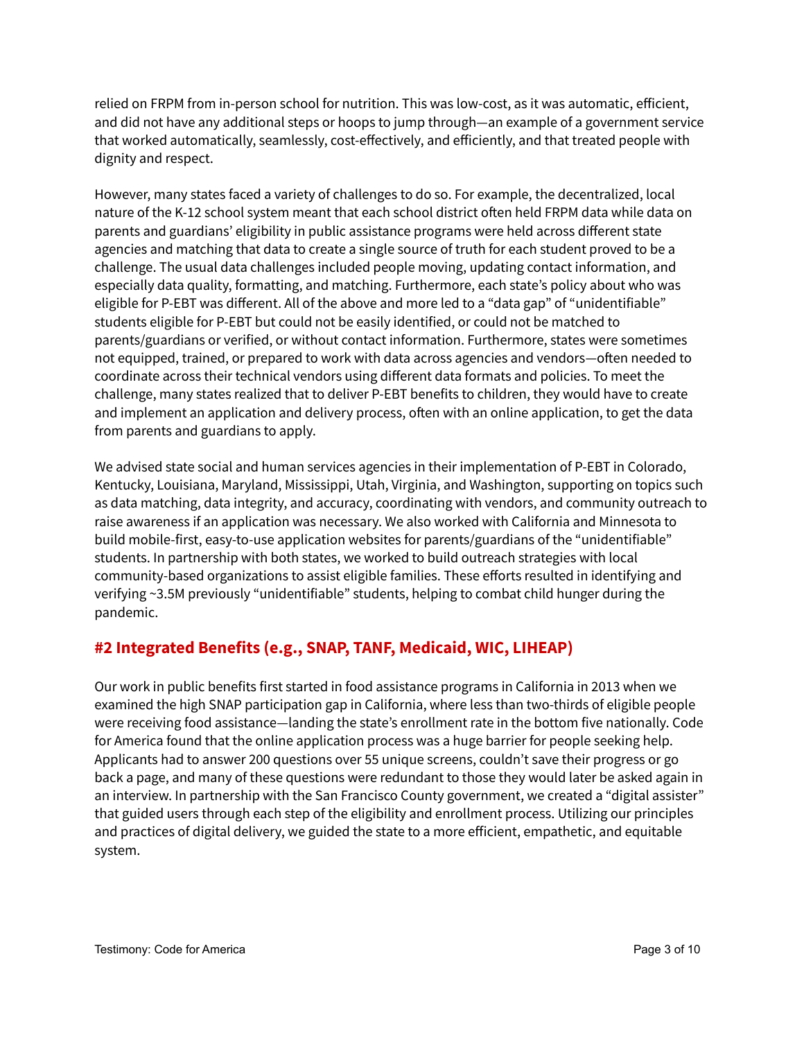relied on FRPM from in-person school for nutrition. This was low-cost, as it was automatic, efficient, and did not have any additional steps or hoops to jump through—an example of a government service that worked automatically, seamlessly, cost-effectively, and efficiently, and that treated people with dignity and respect.

However, many states faced a variety of challenges to do so. For example, the decentralized, local nature of the K-12 school system meant that each school district often held FRPM data while data on parents and guardians' eligibility in public assistance programs were held across different state agencies and matching that data to create a single source of truth for each student proved to be a challenge. The usual data challenges included people moving, updating contact information, and especially data quality, formatting, and matching. Furthermore, each state's policy about who was eligible for P-EBT was different. All of the above and more led to a "data gap" of "unidentifiable" students eligible for P-EBT but could not be easily identified, or could not be matched to parents/guardians or verified, or without contact information. Furthermore, states were sometimes not equipped, trained, or prepared to work with data across agencies and vendors—often needed to coordinate across their technical vendors using different data formats and policies. To meet the challenge, many states realized that to deliver P-EBT benefits to children, they would have to create and implement an application and delivery process, often with an online application, to get the data from parents and guardians to apply.

We advised state social and human services agencies in their implementation of P-EBT in Colorado, Kentucky, Louisiana, Maryland, Mississippi, Utah, Virginia, and Washington, supporting on topics such as data matching, data integrity, and accuracy, coordinating with vendors, and community outreach to raise awareness if an application was necessary. We also worked with California and Minnesota to build mobile-first, easy-to-use application websites for parents/guardians of the "unidentifiable" students. In partnership with both states, we worked to build outreach strategies with local community-based organizations to assist eligible families. These efforts resulted in identifying and verifying ~3.5M previously "unidentifiable" students, helping to combat child hunger during the pandemic.

## #2 Integrated Benefits (e.g., SNAP, TANF, Medicaid, WIC, LIHEAP)

Our work in public benefits first started in food assistance programs in California in 2013 when we examined the high SNAP participation gap in California, where less than two-thirds of eligible people were receiving food assistance—landing the state's enrollment rate in the bottom five nationally. Code for America found that the online application process was a huge barrier for people seeking help. Applicants had to answer 200 questions over 55 unique screens, couldn't save their progress or go back a page, and many of these questions were redundant to those they would later be asked again in an interview. In partnership with the San Francisco County government, we created a "digital assister" that guided users through each step of the eligibility and enrollment process. Utilizing our principles and practices of digital delivery, we guided the state to a more efficient, empathetic, and equitable system.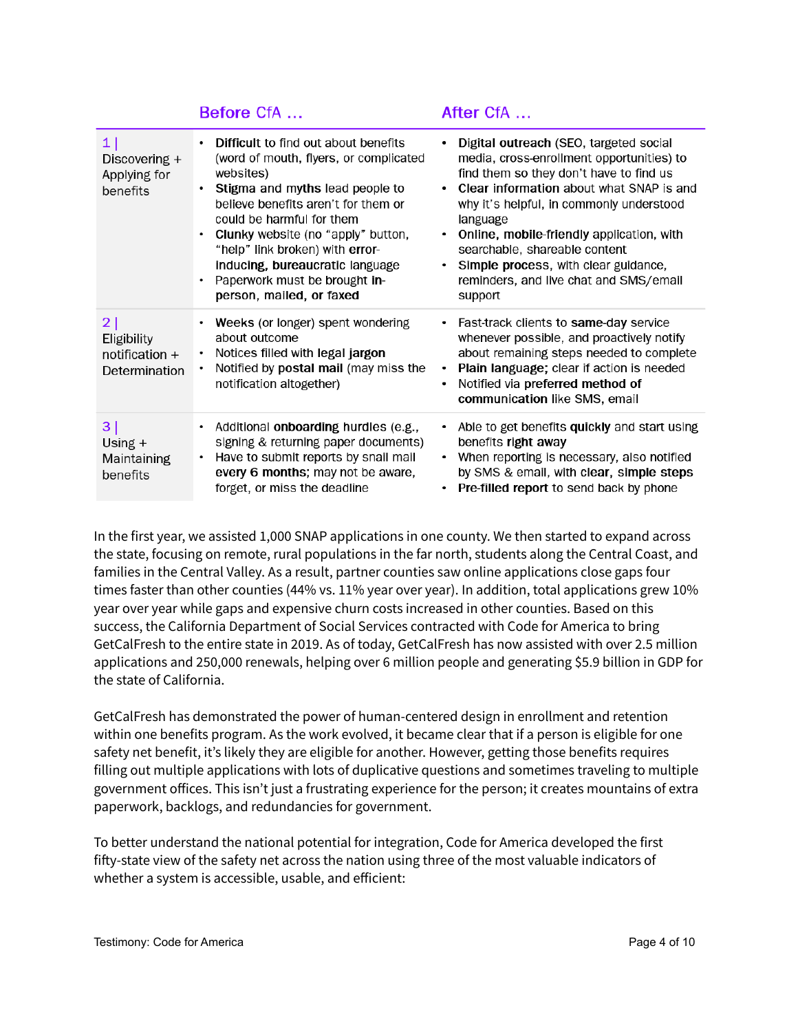| | **Before CfA …** | **After CfA …** |
|---|---|---|
| 1 \| Discovering + Applying for benefits | • **Difficult** to find out about benefits (word of mouth, flyers, or complicated websites)<br>• **Stigma and myths** lead people to believe benefits aren't for them or could be harmful for them<br>• **Clunky** website (no "apply" button, "help" link broken) with **error-inducing, bureaucratic** language<br>• Paperwork must be brought **in-person, mailed, or faxed** | • **Digital outreach** (SEO, targeted social media, cross-enrollment opportunities) to find them so they don't have to find us<br>• **Clear information** about what SNAP is and why it's helpful, in commonly understood language<br>• **Online, mobile-friendly** application, with searchable, shareable content<br>• **Simple process**, with clear guidance, reminders, and live chat and SMS/email support |
| 2 \| Eligibility notification + Determination | • **Weeks** (or longer) spent wondering about outcome<br>• Notices filled with **legal jargon**<br>• Notified by **postal mail** (may miss the notification altogether) | • Fast-track clients to **same-day** service whenever possible, and proactively notify about remaining steps needed to complete<br>• **Plain language;** clear if action is needed<br>• Notified via **preferred method of communication** like SMS, email |
| 3 \| Using + Maintaining benefits | • Additional **onboarding** hurdles (e.g., signing & returning paper documents)<br>• Have to submit reports by snail mail **every 6 months**; may not be aware, forget, or miss the deadline | • Able to get benefits **quickly** and start using benefits **right away**<br>• When reporting is necessary, also notified by SMS & email, with **clear, simple steps**<br>• **Pre-filled report** to send back by phone |

In the first year, we assisted 1,000 SNAP applications in one county. We then started to expand across the state, focusing on remote, rural populations in the far north, students along the Central Coast, and families in the Central Valley. As a result, partner counties saw online applications close gaps four times faster than other counties (44% vs. 11% year over year). In addition, total applications grew 10% year over year while gaps and expensive churn costs increased in other counties. Based on this success, the California Department of Social Services contracted with Code for America to bring GetCalFresh to the entire state in 2019. As of today, GetCalFresh has now assisted with over 2.5 million applications and 250,000 renewals, helping over 6 million people and generating $5.9 billion in GDP for the state of California.

GetCalFresh has demonstrated the power of human-centered design in enrollment and retention within one benefits program. As the work evolved, it became clear that if a person is eligible for one safety net benefit, it's likely they are eligible for another. However, getting those benefits requires filling out multiple applications with lots of duplicative questions and sometimes traveling to multiple government offices. This isn't just a frustrating experience for the person; it creates mountains of extra paperwork, backlogs, and redundancies for government.

To better understand the national potential for integration, Code for America developed the first fifty-state view of the safety net across the nation using three of the most valuable indicators of whether a system is accessible, usable, and efficient: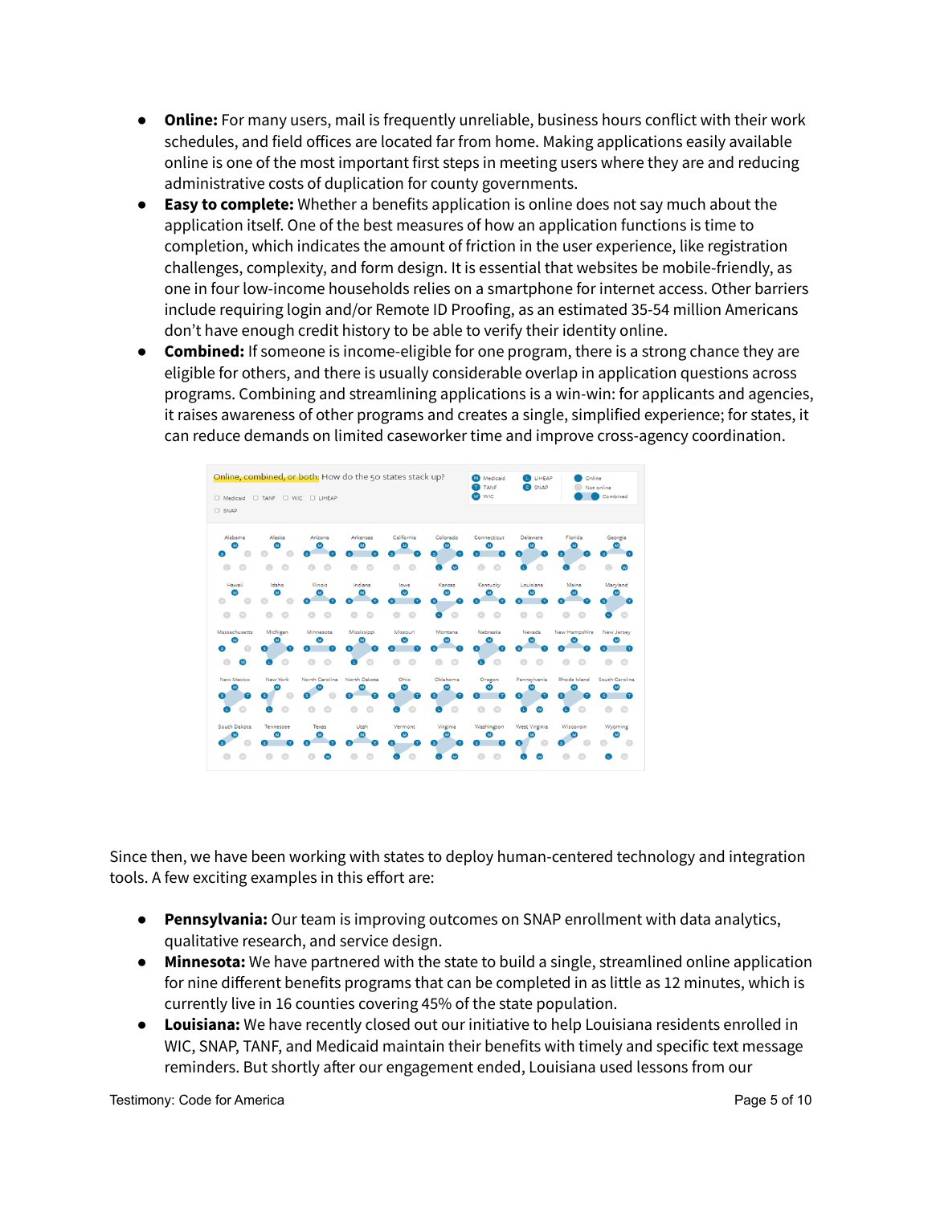- **Online:** For many users, mail is frequently unreliable, business hours conflict with their work schedules, and field offices are located far from home. Making applications easily available online is one of the most important first steps in meeting users where they are and reducing administrative costs of duplication for county governments.
- **Easy to complete:** Whether a benefits application is online does not say much about the application itself. One of the best measures of how an application functions is time to completion, which indicates the amount of friction in the user experience, like registration challenges, complexity, and form design. It is essential that websites be mobile-friendly, as one in four low-income households relies on a smartphone for internet access. Other barriers include requiring login and/or Remote ID Proofing, as an estimated 35-54 million Americans don't have enough credit history to be able to verify their identity online.
- **Combined:** If someone is income-eligible for one program, there is a strong chance they are eligible for others, and there is usually considerable overlap in application questions across programs. Combining and streamlining applications is a win-win: for applicants and agencies, it raises awareness of other programs and creates a single, simplified experience; for states, it can reduce demands on limited caseworker time and improve cross-agency coordination.

Since then, we have been working with states to deploy human-centered technology and integration tools. A few exciting examples in this effort are:

- **Pennsylvania:** Our team is improving outcomes on SNAP enrollment with data analytics, qualitative research, and service design.
- **Minnesota:** We have partnered with the state to build a single, streamlined online application for nine different benefits programs that can be completed in as little as 12 minutes, which is currently live in 16 counties covering 45% of the state population.
- **Louisiana:** We have recently closed out our initiative to help Louisiana residents enrolled in WIC, SNAP, TANF, and Medicaid maintain their benefits with timely and specific text message reminders. But shortly after our engagement ended, Louisiana used lessons from our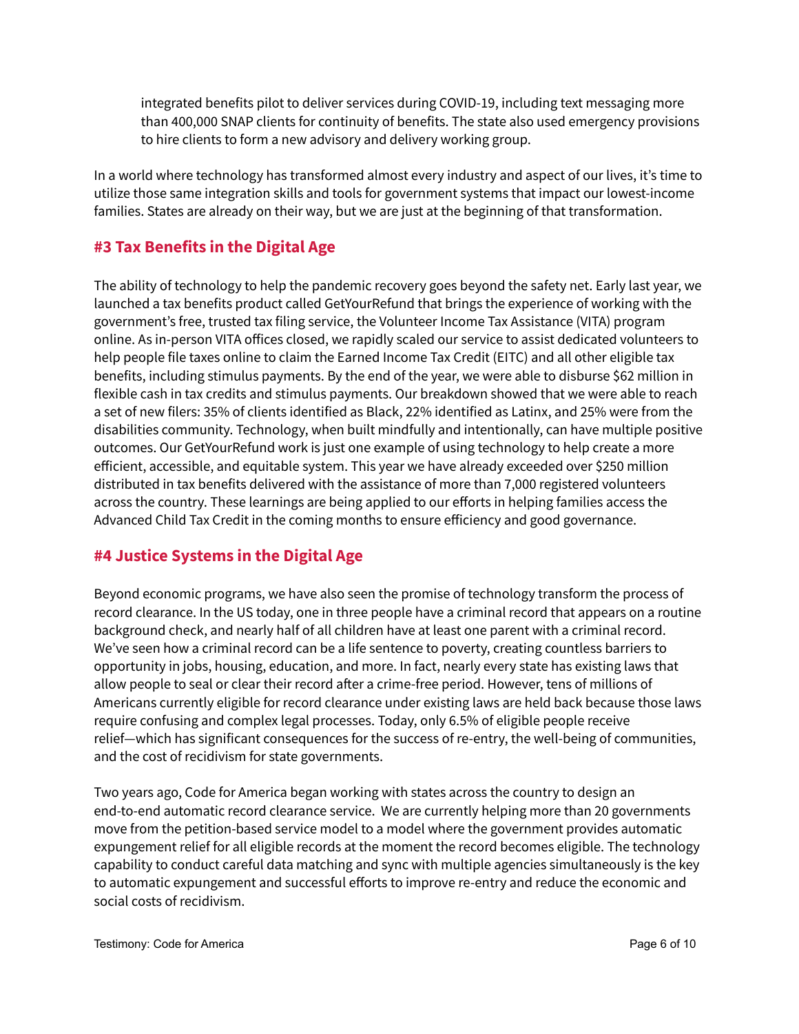integrated benefits pilot to deliver services during COVID-19, including text messaging more than 400,000 SNAP clients for continuity of benefits. The state also used emergency provisions to hire clients to form a new advisory and delivery working group.

In a world where technology has transformed almost every industry and aspect of our lives, it's time to utilize those same integration skills and tools for government systems that impact our lowest-income families. States are already on their way, but we are just at the beginning of that transformation.

## #3 Tax Benefits in the Digital Age

The ability of technology to help the pandemic recovery goes beyond the safety net. Early last year, we launched a tax benefits product called GetYourRefund that brings the experience of working with the government's free, trusted tax filing service, the Volunteer Income Tax Assistance (VITA) program online. As in-person VITA offices closed, we rapidly scaled our service to assist dedicated volunteers to help people file taxes online to claim the Earned Income Tax Credit (EITC) and all other eligible tax benefits, including stimulus payments. By the end of the year, we were able to disburse $62 million in flexible cash in tax credits and stimulus payments. Our breakdown showed that we were able to reach a set of new filers: 35% of clients identified as Black, 22% identified as Latinx, and 25% were from the disabilities community. Technology, when built mindfully and intentionally, can have multiple positive outcomes. Our GetYourRefund work is just one example of using technology to help create a more efficient, accessible, and equitable system. This year we have already exceeded over $250 million distributed in tax benefits delivered with the assistance of more than 7,000 registered volunteers across the country. These learnings are being applied to our efforts in helping families access the Advanced Child Tax Credit in the coming months to ensure efficiency and good governance.

## #4 Justice Systems in the Digital Age

Beyond economic programs, we have also seen the promise of technology transform the process of record clearance. In the US today, one in three people have a criminal record that appears on a routine background check, and nearly half of all children have at least one parent with a criminal record. We've seen how a criminal record can be a life sentence to poverty, creating countless barriers to opportunity in jobs, housing, education, and more. In fact, nearly every state has existing laws that allow people to seal or clear their record after a crime-free period. However, tens of millions of Americans currently eligible for record clearance under existing laws are held back because those laws require confusing and complex legal processes. Today, only 6.5% of eligible people receive relief—which has significant consequences for the success of re-entry, the well-being of communities, and the cost of recidivism for state governments.

Two years ago, Code for America began working with states across the country to design an end-to-end automatic record clearance service. We are currently helping more than 20 governments move from the petition-based service model to a model where the government provides automatic expungement relief for all eligible records at the moment the record becomes eligible. The technology capability to conduct careful data matching and sync with multiple agencies simultaneously is the key to automatic expungement and successful efforts to improve re-entry and reduce the economic and social costs of recidivism.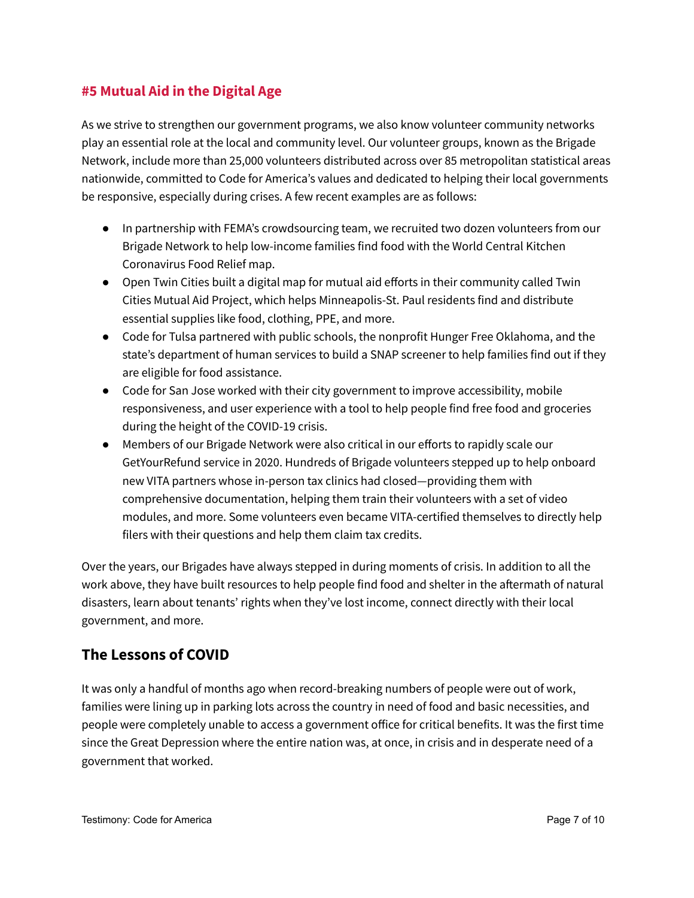### #5 Mutual Aid in the Digital Age

As we strive to strengthen our government programs, we also know volunteer community networks play an essential role at the local and community level. Our volunteer groups, known as the Brigade Network, include more than 25,000 volunteers distributed across over 85 metropolitan statistical areas nationwide, committed to Code for America's values and dedicated to helping their local governments be responsive, especially during crises. A few recent examples are as follows:

- In partnership with FEMA's crowdsourcing team, we recruited two dozen volunteers from our Brigade Network to help low-income families find food with the World Central Kitchen Coronavirus Food Relief map.
- Open Twin Cities built a digital map for mutual aid efforts in their community called Twin Cities Mutual Aid Project, which helps Minneapolis-St. Paul residents find and distribute essential supplies like food, clothing, PPE, and more.
- Code for Tulsa partnered with public schools, the nonprofit Hunger Free Oklahoma, and the state's department of human services to build a SNAP screener to help families find out if they are eligible for food assistance.
- Code for San Jose worked with their city government to improve accessibility, mobile responsiveness, and user experience with a tool to help people find free food and groceries during the height of the COVID-19 crisis.
- Members of our Brigade Network were also critical in our efforts to rapidly scale our GetYourRefund service in 2020. Hundreds of Brigade volunteers stepped up to help onboard new VITA partners whose in-person tax clinics had closed—providing them with comprehensive documentation, helping them train their volunteers with a set of video modules, and more. Some volunteers even became VITA-certified themselves to directly help filers with their questions and help them claim tax credits.

Over the years, our Brigades have always stepped in during moments of crisis. In addition to all the work above, they have built resources to help people find food and shelter in the aftermath of natural disasters, learn about tenants' rights when they've lost income, connect directly with their local government, and more.

## The Lessons of COVID

It was only a handful of months ago when record-breaking numbers of people were out of work, families were lining up in parking lots across the country in need of food and basic necessities, and people were completely unable to access a government office for critical benefits. It was the first time since the Great Depression where the entire nation was, at once, in crisis and in desperate need of a government that worked.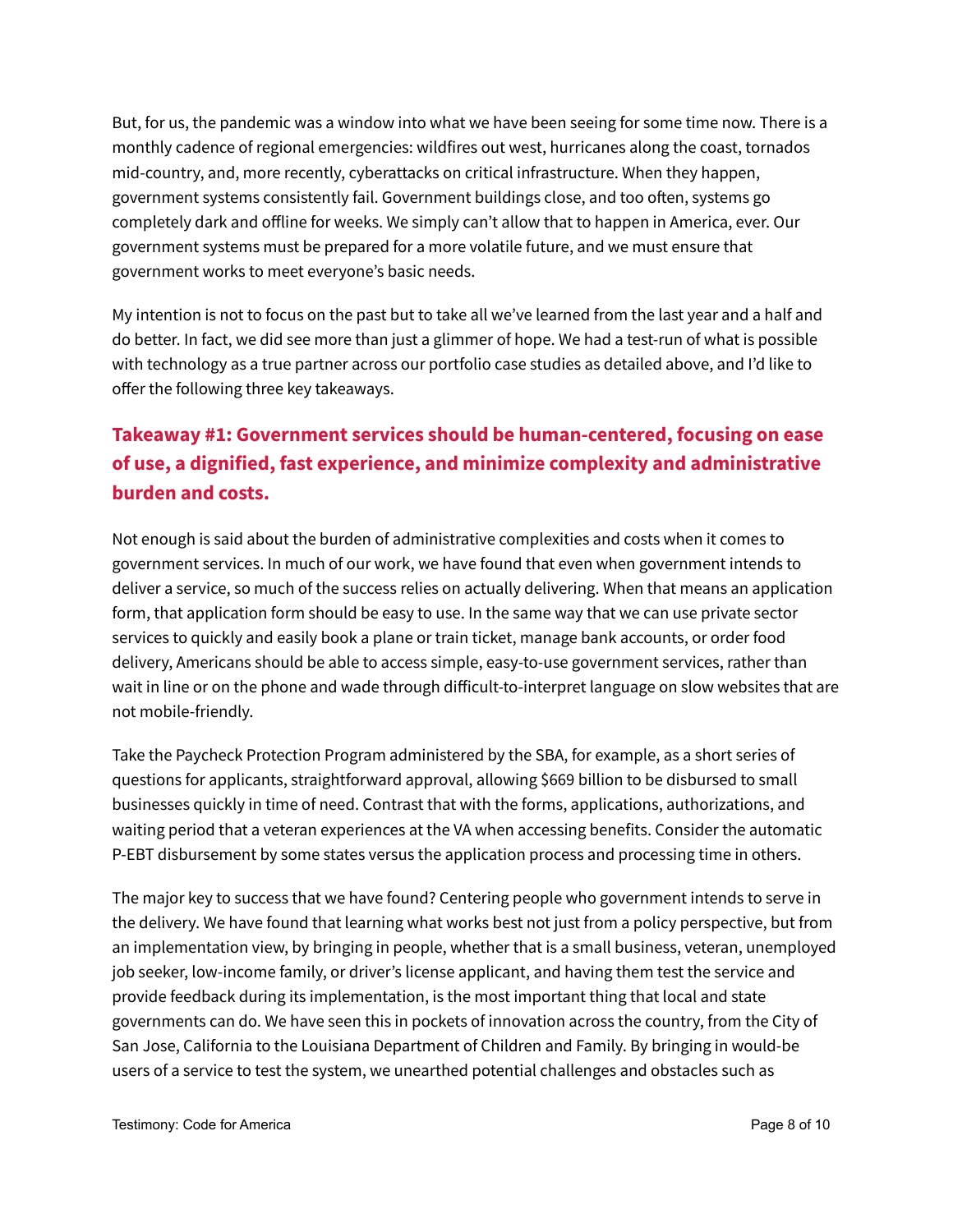But, for us, the pandemic was a window into what we have been seeing for some time now. There is a monthly cadence of regional emergencies: wildfires out west, hurricanes along the coast, tornados mid-country, and, more recently, cyberattacks on critical infrastructure. When they happen, government systems consistently fail. Government buildings close, and too often, systems go completely dark and offline for weeks. We simply can't allow that to happen in America, ever. Our government systems must be prepared for a more volatile future, and we must ensure that government works to meet everyone's basic needs.

My intention is not to focus on the past but to take all we've learned from the last year and a half and do better. In fact, we did see more than just a glimmer of hope. We had a test-run of what is possible with technology as a true partner across our portfolio case studies as detailed above, and I'd like to offer the following three key takeaways.

### Takeaway #1: Government services should be human-centered, focusing on ease of use, a dignified, fast experience, and minimize complexity and administrative burden and costs.

Not enough is said about the burden of administrative complexities and costs when it comes to government services. In much of our work, we have found that even when government intends to deliver a service, so much of the success relies on actually delivering. When that means an application form, that application form should be easy to use. In the same way that we can use private sector services to quickly and easily book a plane or train ticket, manage bank accounts, or order food delivery, Americans should be able to access simple, easy-to-use government services, rather than wait in line or on the phone and wade through difficult-to-interpret language on slow websites that are not mobile-friendly.

Take the Paycheck Protection Program administered by the SBA, for example, as a short series of questions for applicants, straightforward approval, allowing $669 billion to be disbursed to small businesses quickly in time of need. Contrast that with the forms, applications, authorizations, and waiting period that a veteran experiences at the VA when accessing benefits. Consider the automatic P-EBT disbursement by some states versus the application process and processing time in others.

The major key to success that we have found? Centering people who government intends to serve in the delivery. We have found that learning what works best not just from a policy perspective, but from an implementation view, by bringing in people, whether that is a small business, veteran, unemployed job seeker, low-income family, or driver's license applicant, and having them test the service and provide feedback during its implementation, is the most important thing that local and state governments can do. We have seen this in pockets of innovation across the country, from the City of San Jose, California to the Louisiana Department of Children and Family. By bringing in would-be users of a service to test the system, we unearthed potential challenges and obstacles such as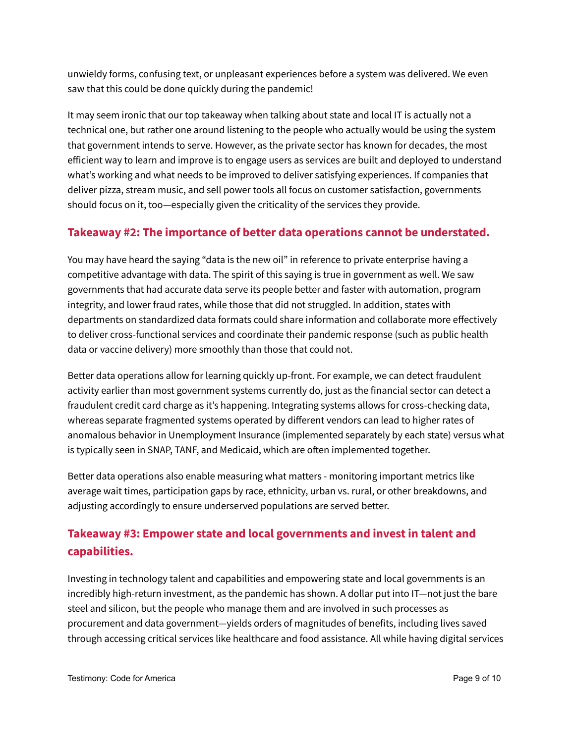unwieldy forms, confusing text, or unpleasant experiences before a system was delivered. We even saw that this could be done quickly during the pandemic!

It may seem ironic that our top takeaway when talking about state and local IT is actually not a technical one, but rather one around listening to the people who actually would be using the system that government intends to serve. However, as the private sector has known for decades, the most efficient way to learn and improve is to engage users as services are built and deployed to understand what's working and what needs to be improved to deliver satisfying experiences. If companies that deliver pizza, stream music, and sell power tools all focus on customer satisfaction, governments should focus on it, too—especially given the criticality of the services they provide.

### Takeaway #2: The importance of better data operations cannot be understated.

You may have heard the saying "data is the new oil" in reference to private enterprise having a competitive advantage with data. The spirit of this saying is true in government as well. We saw governments that had accurate data serve its people better and faster with automation, program integrity, and lower fraud rates, while those that did not struggled. In addition, states with departments on standardized data formats could share information and collaborate more effectively to deliver cross-functional services and coordinate their pandemic response (such as public health data or vaccine delivery) more smoothly than those that could not.

Better data operations allow for learning quickly up-front. For example, we can detect fraudulent activity earlier than most government systems currently do, just as the financial sector can detect a fraudulent credit card charge as it's happening. Integrating systems allows for cross-checking data, whereas separate fragmented systems operated by different vendors can lead to higher rates of anomalous behavior in Unemployment Insurance (implemented separately by each state) versus what is typically seen in SNAP, TANF, and Medicaid, which are often implemented together.

Better data operations also enable measuring what matters - monitoring important metrics like average wait times, participation gaps by race, ethnicity, urban vs. rural, or other breakdowns, and adjusting accordingly to ensure underserved populations are served better.

### Takeaway #3: Empower state and local governments and invest in talent and capabilities.

Investing in technology talent and capabilities and empowering state and local governments is an incredibly high-return investment, as the pandemic has shown. A dollar put into IT—not just the bare steel and silicon, but the people who manage them and are involved in such processes as procurement and data government—yields orders of magnitudes of benefits, including lives saved through accessing critical services like healthcare and food assistance. All while having digital services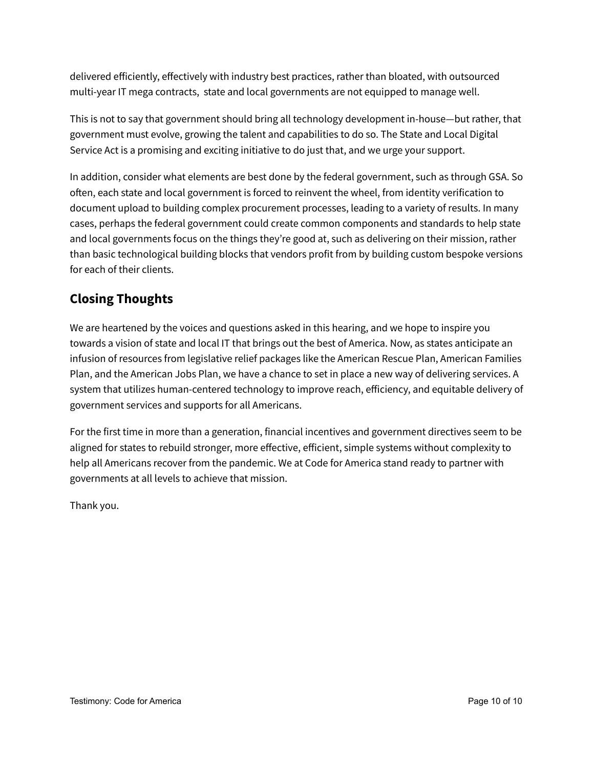delivered efficiently, effectively with industry best practices, rather than bloated, with outsourced multi-year IT mega contracts, state and local governments are not equipped to manage well.

This is not to say that government should bring all technology development in-house—but rather, that government must evolve, growing the talent and capabilities to do so. The State and Local Digital Service Act is a promising and exciting initiative to do just that, and we urge your support.

In addition, consider what elements are best done by the federal government, such as through GSA. So often, each state and local government is forced to reinvent the wheel, from identity verification to document upload to building complex procurement processes, leading to a variety of results. In many cases, perhaps the federal government could create common components and standards to help state and local governments focus on the things they're good at, such as delivering on their mission, rather than basic technological building blocks that vendors profit from by building custom bespoke versions for each of their clients.

## Closing Thoughts

We are heartened by the voices and questions asked in this hearing, and we hope to inspire you towards a vision of state and local IT that brings out the best of America. Now, as states anticipate an infusion of resources from legislative relief packages like the American Rescue Plan, American Families Plan, and the American Jobs Plan, we have a chance to set in place a new way of delivering services. A system that utilizes human-centered technology to improve reach, efficiency, and equitable delivery of government services and supports for all Americans.

For the first time in more than a generation, financial incentives and government directives seem to be aligned for states to rebuild stronger, more effective, efficient, simple systems without complexity to help all Americans recover from the pandemic. We at Code for America stand ready to partner with governments at all levels to achieve that mission.

Thank you.